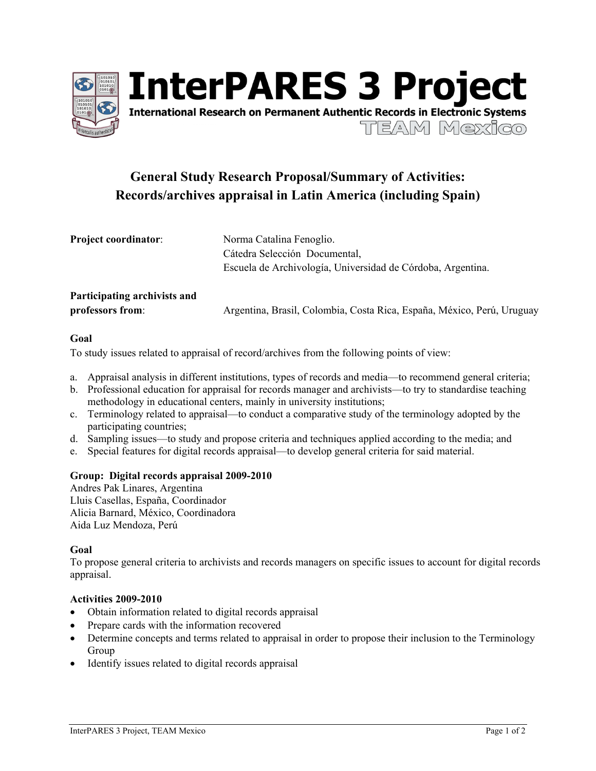# InterPARES 3 Project

**International Research on Permanent Authentic Records in Electronic Systems**

**TEAM Mexico**

## General Study Research Proposal/Summary of Activities: Records/archives appraisal in Latin America (including Spain)

**Project coordinator**: Norma Catalina Fenoglio.
Cátedra Selección Documental,
Escuela de Archivología, Universidad de Córdoba, Argentina.

**Participating archivists and professors from**: Argentina, Brasil, Colombia, Costa Rica, España, México, Perú, Uruguay

### Goal

To study issues related to appraisal of record/archives from the following points of view:

a. Appraisal analysis in different institutions, types of records and media—to recommend general criteria;
b. Professional education for appraisal for records manager and archivists—to try to standardise teaching methodology in educational centers, mainly in university institutions;
c. Terminology related to appraisal—to conduct a comparative study of the terminology adopted by the participating countries;
d. Sampling issues—to study and propose criteria and techniques applied according to the media; and
e. Special features for digital records appraisal—to develop general criteria for said material.

### Group: Digital records appraisal 2009-2010

Andres Pak Linares, Argentina
Lluis Casellas, España, Coordinador
Alicia Barnard, México, Coordinadora
Aida Luz Mendoza, Perú

### Goal

To propose general criteria to archivists and records managers on specific issues to account for digital records appraisal.

### Activities 2009-2010

- Obtain information related to digital records appraisal
- Prepare cards with the information recovered
- Determine concepts and terms related to appraisal in order to propose their inclusion to the Terminology Group
- Identify issues related to digital records appraisal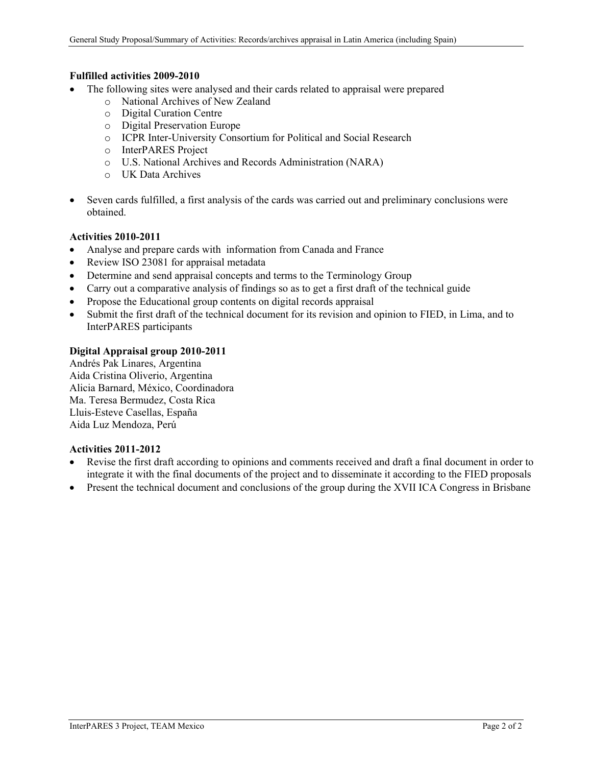**Fulfilled activities 2009-2010**

- The following sites were analysed and their cards related to appraisal were prepared
  - National Archives of New Zealand
  - Digital Curation Centre
  - Digital Preservation Europe
  - ICPR Inter-University Consortium for Political and Social Research
  - InterPARES Project
  - U.S. National Archives and Records Administration (NARA)
  - UK Data Archives
- Seven cards fulfilled, a first analysis of the cards was carried out and preliminary conclusions were obtained.

**Activities 2010-2011**

- Analyse and prepare cards with information from Canada and France
- Review ISO 23081 for appraisal metadata
- Determine and send appraisal concepts and terms to the Terminology Group
- Carry out a comparative analysis of findings so as to get a first draft of the technical guide
- Propose the Educational group contents on digital records appraisal
- Submit the first draft of the technical document for its revision and opinion to FIED, in Lima, and to InterPARES participants

**Digital Appraisal group 2010-2011**

Andrés Pak Linares, Argentina
Aida Cristina Oliverio, Argentina
Alicia Barnard, México, Coordinadora
Ma. Teresa Bermudez, Costa Rica
Lluis-Esteve Casellas, España
Aida Luz Mendoza, Perú

**Activities 2011-2012**

- Revise the first draft according to opinions and comments received and draft a final document in order to integrate it with the final documents of the project and to disseminate it according to the FIED proposals
- Present the technical document and conclusions of the group during the XVII ICA Congress in Brisbane